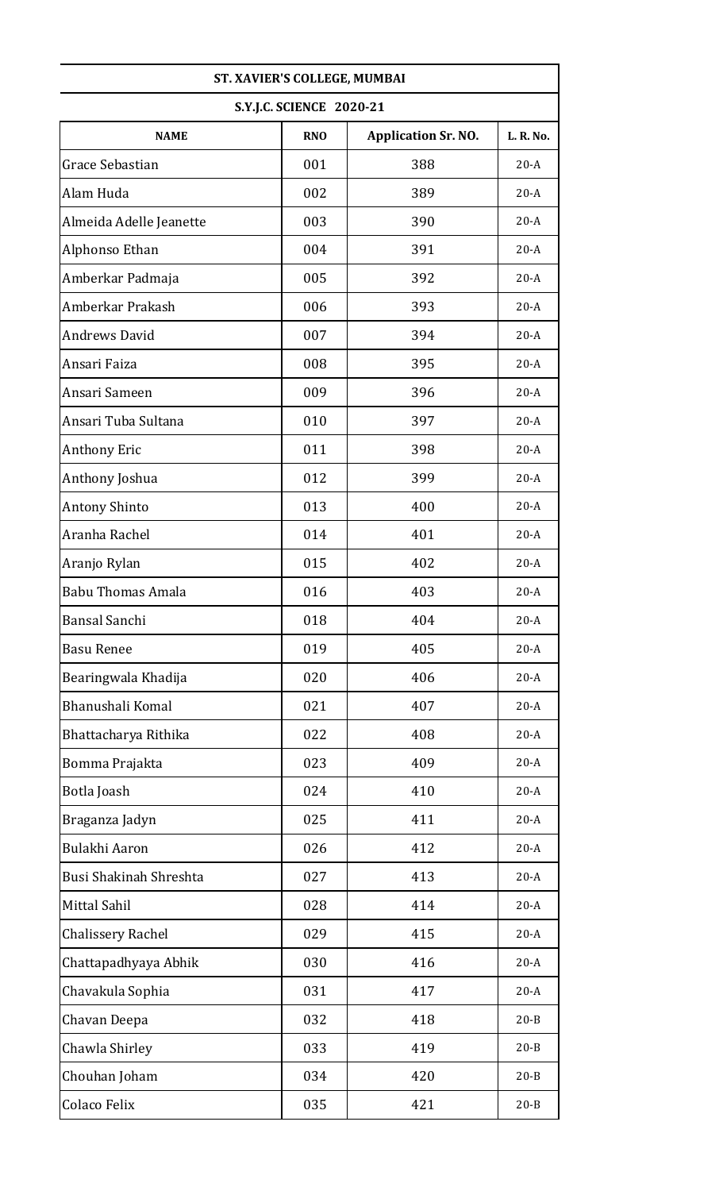| ST. XAVIER'S COLLEGE, MUMBAI | | | |
|---|---|---|---|
| **S.Y.J.C. SCIENCE 2020-21** | | | |
| **NAME** | **RNO** | **Application Sr. NO.** | **L. R. No.** |
| Grace Sebastian | 001 | 388 | 20-A |
| Alam Huda | 002 | 389 | 20-A |
| Almeida Adelle Jeanette | 003 | 390 | 20-A |
| Alphonso Ethan | 004 | 391 | 20-A |
| Amberkar Padmaja | 005 | 392 | 20-A |
| Amberkar Prakash | 006 | 393 | 20-A |
| Andrews David | 007 | 394 | 20-A |
| Ansari Faiza | 008 | 395 | 20-A |
| Ansari Sameen | 009 | 396 | 20-A |
| Ansari Tuba Sultana | 010 | 397 | 20-A |
| Anthony Eric | 011 | 398 | 20-A |
| Anthony Joshua | 012 | 399 | 20-A |
| Antony Shinto | 013 | 400 | 20-A |
| Aranha Rachel | 014 | 401 | 20-A |
| Aranjo Rylan | 015 | 402 | 20-A |
| Babu Thomas Amala | 016 | 403 | 20-A |
| Bansal Sanchi | 018 | 404 | 20-A |
| Basu Renee | 019 | 405 | 20-A |
| Bearingwala Khadija | 020 | 406 | 20-A |
| Bhanushali Komal | 021 | 407 | 20-A |
| Bhattacharya Rithika | 022 | 408 | 20-A |
| Bomma Prajakta | 023 | 409 | 20-A |
| Botla Joash | 024 | 410 | 20-A |
| Braganza Jadyn | 025 | 411 | 20-A |
| Bulakhi Aaron | 026 | 412 | 20-A |
| Busi Shakinah Shreshta | 027 | 413 | 20-A |
| Mittal Sahil | 028 | 414 | 20-A |
| Chalissery Rachel | 029 | 415 | 20-A |
| Chattapadhyaya Abhik | 030 | 416 | 20-A |
| Chavakula Sophia | 031 | 417 | 20-A |
| Chavan Deepa | 032 | 418 | 20-B |
| Chawla Shirley | 033 | 419 | 20-B |
| Chouhan Joham | 034 | 420 | 20-B |
| Colaco Felix | 035 | 421 | 20-B |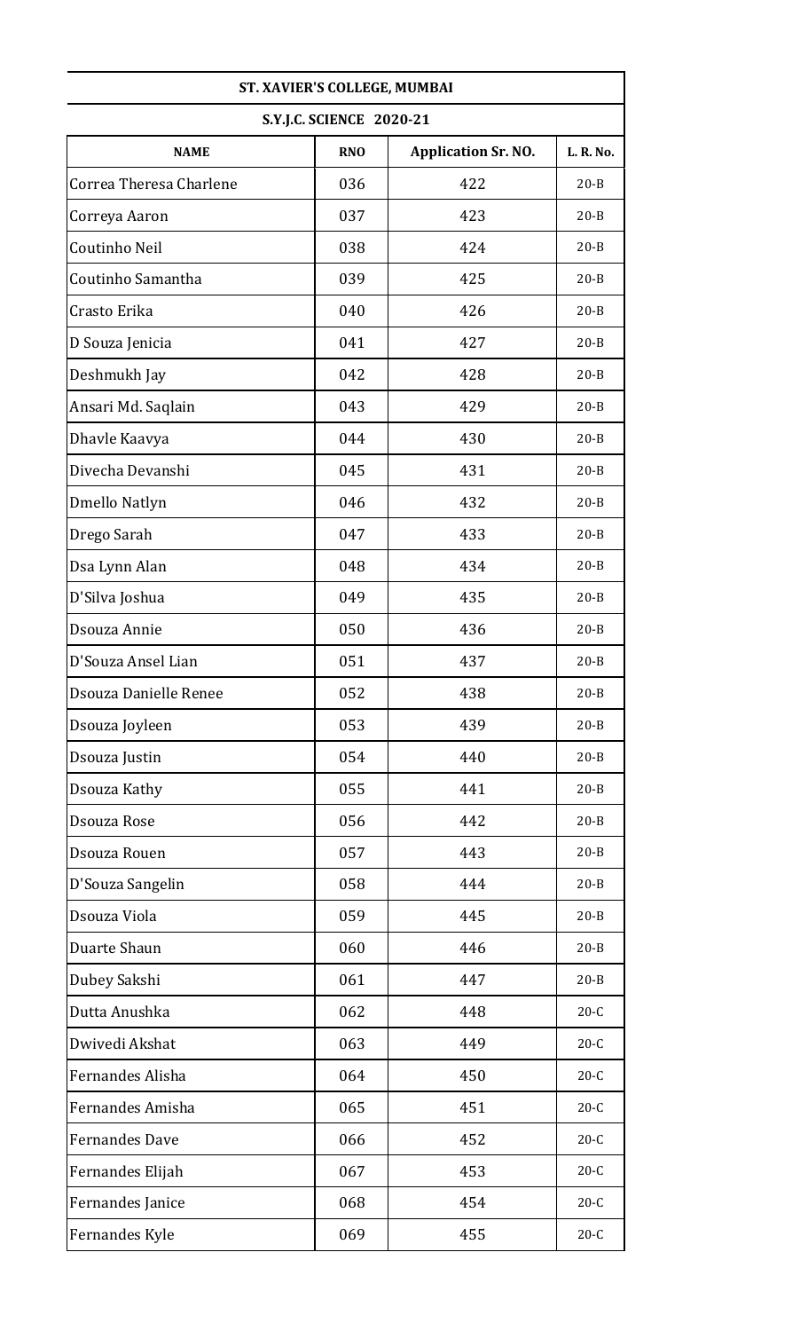| ST. XAVIER'S COLLEGE, MUMBAI | | | |
|---|---|---|---|
| S.Y.J.C. SCIENCE 2020-21 | | | |
| NAME | RNO | Application Sr. NO. | L. R. No. |
| Correa Theresa Charlene | 036 | 422 | 20-B |
| Correya Aaron | 037 | 423 | 20-B |
| Coutinho Neil | 038 | 424 | 20-B |
| Coutinho Samantha | 039 | 425 | 20-B |
| Crasto Erika | 040 | 426 | 20-B |
| D Souza Jenicia | 041 | 427 | 20-B |
| Deshmukh Jay | 042 | 428 | 20-B |
| Ansari Md. Saqlain | 043 | 429 | 20-B |
| Dhavle Kaavya | 044 | 430 | 20-B |
| Divecha Devanshi | 045 | 431 | 20-B |
| Dmello Natlyn | 046 | 432 | 20-B |
| Drego Sarah | 047 | 433 | 20-B |
| Dsa Lynn Alan | 048 | 434 | 20-B |
| D'Silva Joshua | 049 | 435 | 20-B |
| Dsouza Annie | 050 | 436 | 20-B |
| D'Souza Ansel Lian | 051 | 437 | 20-B |
| Dsouza Danielle Renee | 052 | 438 | 20-B |
| Dsouza Joyleen | 053 | 439 | 20-B |
| Dsouza Justin | 054 | 440 | 20-B |
| Dsouza Kathy | 055 | 441 | 20-B |
| Dsouza Rose | 056 | 442 | 20-B |
| Dsouza Rouen | 057 | 443 | 20-B |
| D'Souza Sangelin | 058 | 444 | 20-B |
| Dsouza Viola | 059 | 445 | 20-B |
| Duarte Shaun | 060 | 446 | 20-B |
| Dubey Sakshi | 061 | 447 | 20-B |
| Dutta Anushka | 062 | 448 | 20-C |
| Dwivedi Akshat | 063 | 449 | 20-C |
| Fernandes Alisha | 064 | 450 | 20-C |
| Fernandes Amisha | 065 | 451 | 20-C |
| Fernandes Dave | 066 | 452 | 20-C |
| Fernandes Elijah | 067 | 453 | 20-C |
| Fernandes Janice | 068 | 454 | 20-C |
| Fernandes Kyle | 069 | 455 | 20-C |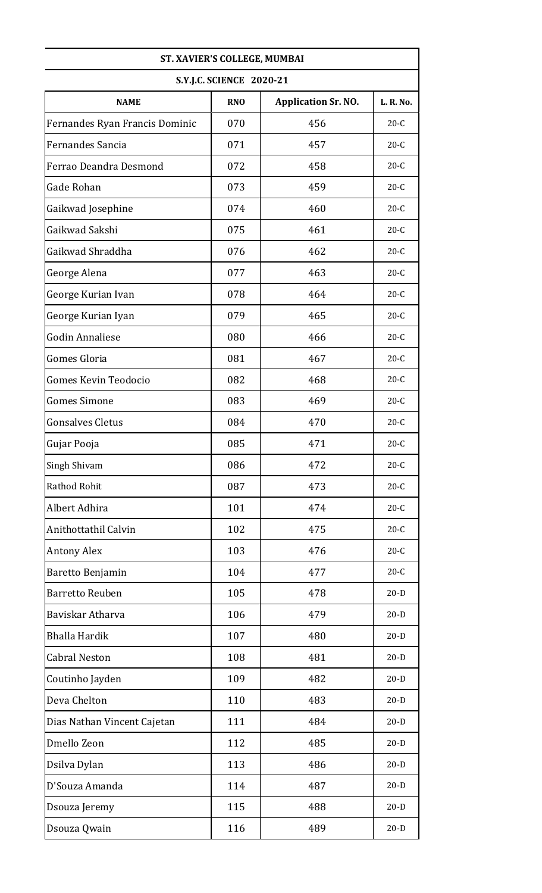| ST. XAVIER'S COLLEGE, MUMBAI | | | |
|---|---|---|---|
| S.Y.J.C. SCIENCE 2020-21 | | | |
| NAME | RNO | Application Sr. NO. | L. R. No. |
| Fernandes Ryan Francis Dominic | 070 | 456 | 20-C |
| Fernandes Sancia | 071 | 457 | 20-C |
| Ferrao Deandra Desmond | 072 | 458 | 20-C |
| Gade Rohan | 073 | 459 | 20-C |
| Gaikwad Josephine | 074 | 460 | 20-C |
| Gaikwad Sakshi | 075 | 461 | 20-C |
| Gaikwad Shraddha | 076 | 462 | 20-C |
| George Alena | 077 | 463 | 20-C |
| George Kurian Ivan | 078 | 464 | 20-C |
| George Kurian Iyan | 079 | 465 | 20-C |
| Godin Annaliese | 080 | 466 | 20-C |
| Gomes Gloria | 081 | 467 | 20-C |
| Gomes Kevin Teodocio | 082 | 468 | 20-C |
| Gomes Simone | 083 | 469 | 20-C |
| Gonsalves Cletus | 084 | 470 | 20-C |
| Gujar Pooja | 085 | 471 | 20-C |
| Singh Shivam | 086 | 472 | 20-C |
| Rathod Rohit | 087 | 473 | 20-C |
| Albert Adhira | 101 | 474 | 20-C |
| Anithottathil Calvin | 102 | 475 | 20-C |
| Antony Alex | 103 | 476 | 20-C |
| Baretto Benjamin | 104 | 477 | 20-C |
| Barretto Reuben | 105 | 478 | 20-D |
| Baviskar Atharva | 106 | 479 | 20-D |
| Bhalla Hardik | 107 | 480 | 20-D |
| Cabral Neston | 108 | 481 | 20-D |
| Coutinho Jayden | 109 | 482 | 20-D |
| Deva Chelton | 110 | 483 | 20-D |
| Dias Nathan Vincent Cajetan | 111 | 484 | 20-D |
| Dmello Zeon | 112 | 485 | 20-D |
| Dsilva Dylan | 113 | 486 | 20-D |
| D'Souza Amanda | 114 | 487 | 20-D |
| Dsouza Jeremy | 115 | 488 | 20-D |
| Dsouza Qwain | 116 | 489 | 20-D |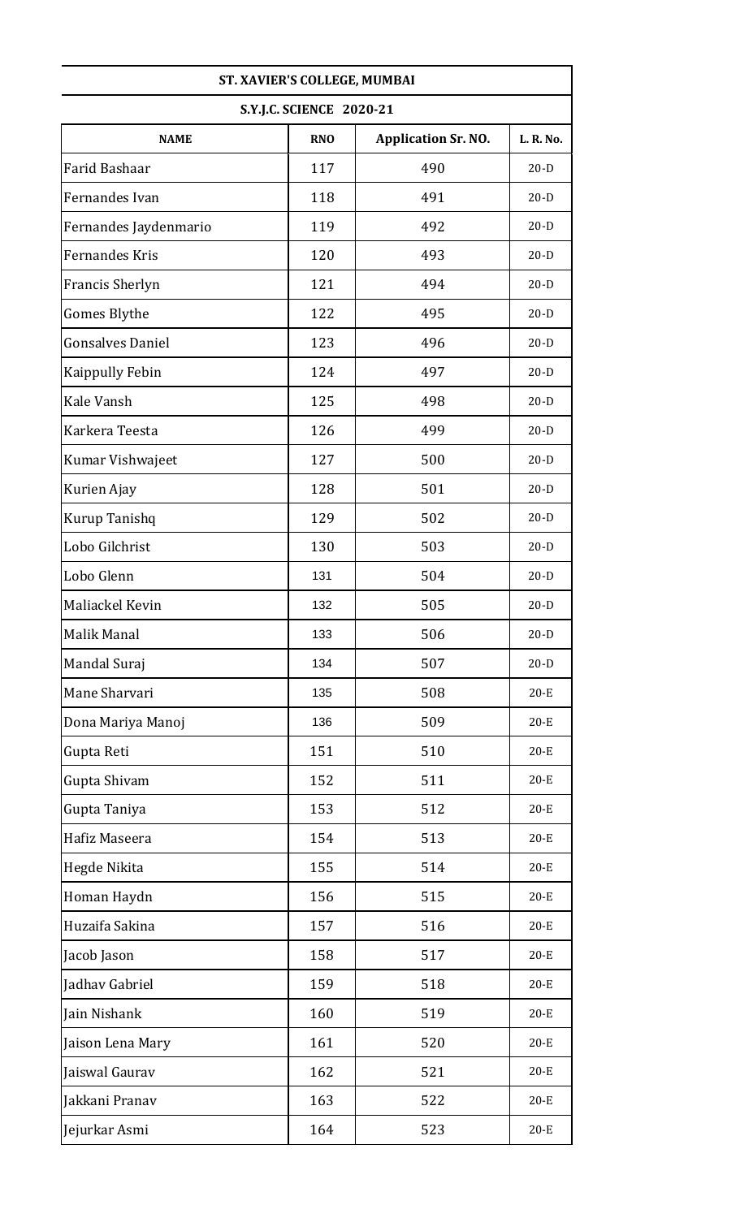| ST. XAVIER'S COLLEGE, MUMBAI | | | |
|---|---|---|---|
| S.Y.J.C. SCIENCE 2020-21 | | | |
| NAME | RNO | Application Sr. NO. | L. R. No. |
| Farid Bashaar | 117 | 490 | 20-D |
| Fernandes Ivan | 118 | 491 | 20-D |
| Fernandes Jaydenmario | 119 | 492 | 20-D |
| Fernandes Kris | 120 | 493 | 20-D |
| Francis Sherlyn | 121 | 494 | 20-D |
| Gomes Blythe | 122 | 495 | 20-D |
| Gonsalves Daniel | 123 | 496 | 20-D |
| Kaippully Febin | 124 | 497 | 20-D |
| Kale Vansh | 125 | 498 | 20-D |
| Karkera Teesta | 126 | 499 | 20-D |
| Kumar Vishwajeet | 127 | 500 | 20-D |
| Kurien Ajay | 128 | 501 | 20-D |
| Kurup Tanishq | 129 | 502 | 20-D |
| Lobo Gilchrist | 130 | 503 | 20-D |
| Lobo Glenn | 131 | 504 | 20-D |
| Maliackel Kevin | 132 | 505 | 20-D |
| Malik Manal | 133 | 506 | 20-D |
| Mandal Suraj | 134 | 507 | 20-D |
| Mane Sharvari | 135 | 508 | 20-E |
| Dona Mariya Manoj | 136 | 509 | 20-E |
| Gupta Reti | 151 | 510 | 20-E |
| Gupta Shivam | 152 | 511 | 20-E |
| Gupta Taniya | 153 | 512 | 20-E |
| Hafiz Maseera | 154 | 513 | 20-E |
| Hegde Nikita | 155 | 514 | 20-E |
| Homan Haydn | 156 | 515 | 20-E |
| Huzaifa Sakina | 157 | 516 | 20-E |
| Jacob Jason | 158 | 517 | 20-E |
| Jadhav Gabriel | 159 | 518 | 20-E |
| Jain Nishank | 160 | 519 | 20-E |
| Jaison Lena Mary | 161 | 520 | 20-E |
| Jaiswal Gaurav | 162 | 521 | 20-E |
| Jakkani Pranav | 163 | 522 | 20-E |
| Jejurkar Asmi | 164 | 523 | 20-E |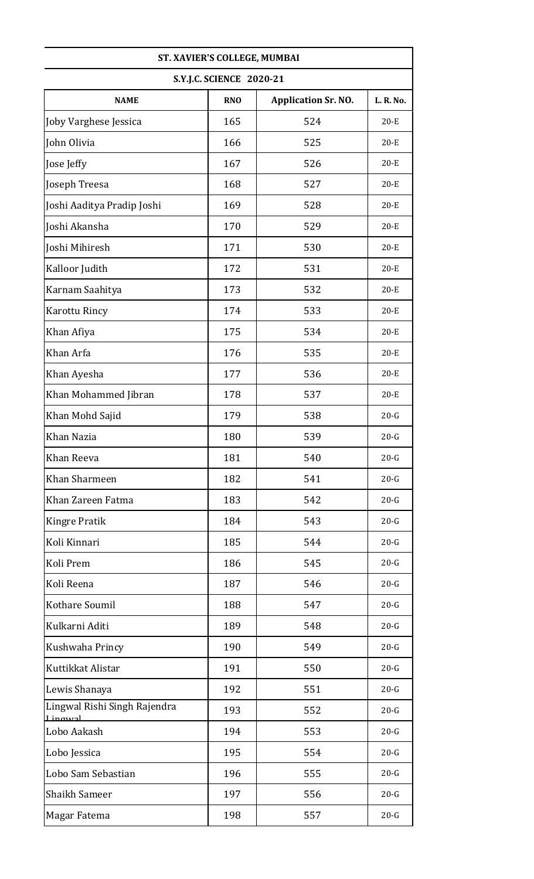| ST. XAVIER'S COLLEGE, MUMBAI | | | |
|---|---|---|---|
| S.Y.J.C. SCIENCE 2020-21 | | | |
| NAME | RNO | Application Sr. NO. | L. R. No. |
| Joby Varghese Jessica | 165 | 524 | 20-E |
| John Olivia | 166 | 525 | 20-E |
| Jose Jeffy | 167 | 526 | 20-E |
| Joseph Treesa | 168 | 527 | 20-E |
| Joshi Aaditya Pradip Joshi | 169 | 528 | 20-E |
| Joshi Akansha | 170 | 529 | 20-E |
| Joshi Mihiresh | 171 | 530 | 20-E |
| Kalloor Judith | 172 | 531 | 20-E |
| Karnam Saahitya | 173 | 532 | 20-E |
| Karottu Rincy | 174 | 533 | 20-E |
| Khan Afiya | 175 | 534 | 20-E |
| Khan Arfa | 176 | 535 | 20-E |
| Khan Ayesha | 177 | 536 | 20-E |
| Khan Mohammed Jibran | 178 | 537 | 20-E |
| Khan Mohd Sajid | 179 | 538 | 20-G |
| Khan Nazia | 180 | 539 | 20-G |
| Khan Reeva | 181 | 540 | 20-G |
| Khan Sharmeen | 182 | 541 | 20-G |
| Khan Zareen Fatma | 183 | 542 | 20-G |
| Kingre Pratik | 184 | 543 | 20-G |
| Koli Kinnari | 185 | 544 | 20-G |
| Koli Prem | 186 | 545 | 20-G |
| Koli Reena | 187 | 546 | 20-G |
| Kothare Soumil | 188 | 547 | 20-G |
| Kulkarni Aditi | 189 | 548 | 20-G |
| Kushwaha Princy | 190 | 549 | 20-G |
| Kuttikkat Alistar | 191 | 550 | 20-G |
| Lewis Shanaya | 192 | 551 | 20-G |
| Lingwal Rishi Singh Rajendra Lingwal | 193 | 552 | 20-G |
| Lobo Aakash | 194 | 553 | 20-G |
| Lobo Jessica | 195 | 554 | 20-G |
| Lobo Sam Sebastian | 196 | 555 | 20-G |
| Shaikh Sameer | 197 | 556 | 20-G |
| Magar Fatema | 198 | 557 | 20-G |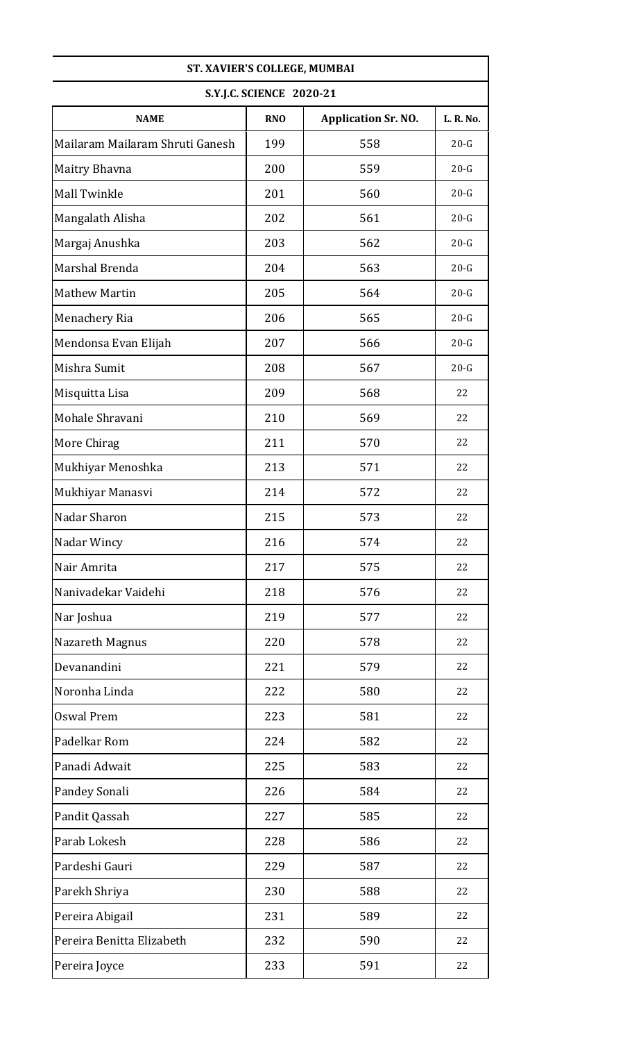| ST. XAVIER'S COLLEGE, MUMBAI | | | |
|---|---|---|---|
| S.Y.J.C. SCIENCE 2020-21 | | | |
| **NAME** | **RNO** | **Application Sr. NO.** | **L. R. No.** |
| Mailaram Mailaram Shruti Ganesh | 199 | 558 | 20-G |
| Maitry Bhavna | 200 | 559 | 20-G |
| Mall Twinkle | 201 | 560 | 20-G |
| Mangalath Alisha | 202 | 561 | 20-G |
| Margaj Anushka | 203 | 562 | 20-G |
| Marshal Brenda | 204 | 563 | 20-G |
| Mathew Martin | 205 | 564 | 20-G |
| Menachery Ria | 206 | 565 | 20-G |
| Mendonsa Evan Elijah | 207 | 566 | 20-G |
| Mishra Sumit | 208 | 567 | 20-G |
| Misquitta Lisa | 209 | 568 | 22 |
| Mohale Shravani | 210 | 569 | 22 |
| More Chirag | 211 | 570 | 22 |
| Mukhiyar Menoshka | 213 | 571 | 22 |
| Mukhiyar Manasvi | 214 | 572 | 22 |
| Nadar Sharon | 215 | 573 | 22 |
| Nadar Wincy | 216 | 574 | 22 |
| Nair Amrita | 217 | 575 | 22 |
| Nanivadekar Vaidehi | 218 | 576 | 22 |
| Nar Joshua | 219 | 577 | 22 |
| Nazareth Magnus | 220 | 578 | 22 |
| Devanandini | 221 | 579 | 22 |
| Noronha Linda | 222 | 580 | 22 |
| Oswal Prem | 223 | 581 | 22 |
| Padelkar Rom | 224 | 582 | 22 |
| Panadi Adwait | 225 | 583 | 22 |
| Pandey Sonali | 226 | 584 | 22 |
| Pandit Qassah | 227 | 585 | 22 |
| Parab Lokesh | 228 | 586 | 22 |
| Pardeshi Gauri | 229 | 587 | 22 |
| Parekh Shriya | 230 | 588 | 22 |
| Pereira Abigail | 231 | 589 | 22 |
| Pereira Benitta Elizabeth | 232 | 590 | 22 |
| Pereira Joyce | 233 | 591 | 22 |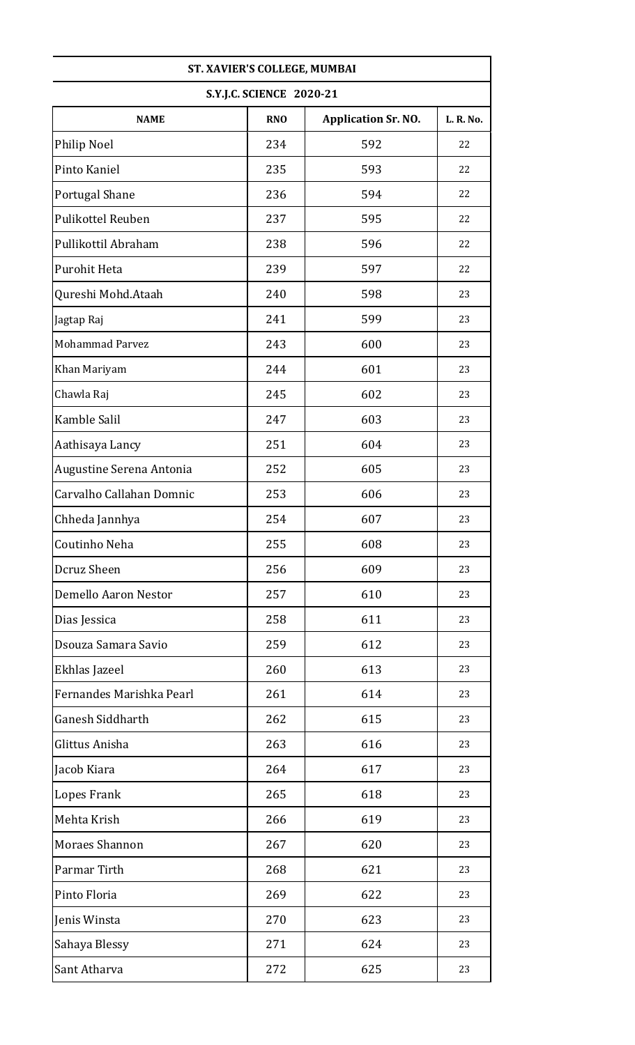| ST. XAVIER'S COLLEGE, MUMBAI | | | |
|---|---|---|---|
| S.Y.J.C. SCIENCE 2020-21 | | | |
| **NAME** | **RNO** | **Application Sr. NO.** | **L. R. No.** |
| Philip Noel | 234 | 592 | 22 |
| Pinto Kaniel | 235 | 593 | 22 |
| Portugal Shane | 236 | 594 | 22 |
| Pulikottel Reuben | 237 | 595 | 22 |
| Pullikottil Abraham | 238 | 596 | 22 |
| Purohit Heta | 239 | 597 | 22 |
| Qureshi Mohd.Ataah | 240 | 598 | 23 |
| Jagtap Raj | 241 | 599 | 23 |
| Mohammad Parvez | 243 | 600 | 23 |
| Khan Mariyam | 244 | 601 | 23 |
| Chawla Raj | 245 | 602 | 23 |
| Kamble Salil | 247 | 603 | 23 |
| Aathisaya Lancy | 251 | 604 | 23 |
| Augustine Serena Antonia | 252 | 605 | 23 |
| Carvalho Callahan Domnic | 253 | 606 | 23 |
| Chheda Jannhya | 254 | 607 | 23 |
| Coutinho Neha | 255 | 608 | 23 |
| Dcruz Sheen | 256 | 609 | 23 |
| Demello Aaron Nestor | 257 | 610 | 23 |
| Dias Jessica | 258 | 611 | 23 |
| Dsouza Samara Savio | 259 | 612 | 23 |
| Ekhlas Jazeel | 260 | 613 | 23 |
| Fernandes Marishka Pearl | 261 | 614 | 23 |
| Ganesh Siddharth | 262 | 615 | 23 |
| Glittus Anisha | 263 | 616 | 23 |
| Jacob Kiara | 264 | 617 | 23 |
| Lopes Frank | 265 | 618 | 23 |
| Mehta Krish | 266 | 619 | 23 |
| Moraes Shannon | 267 | 620 | 23 |
| Parmar Tirth | 268 | 621 | 23 |
| Pinto Floria | 269 | 622 | 23 |
| Jenis Winsta | 270 | 623 | 23 |
| Sahaya Blessy | 271 | 624 | 23 |
| Sant Atharva | 272 | 625 | 23 |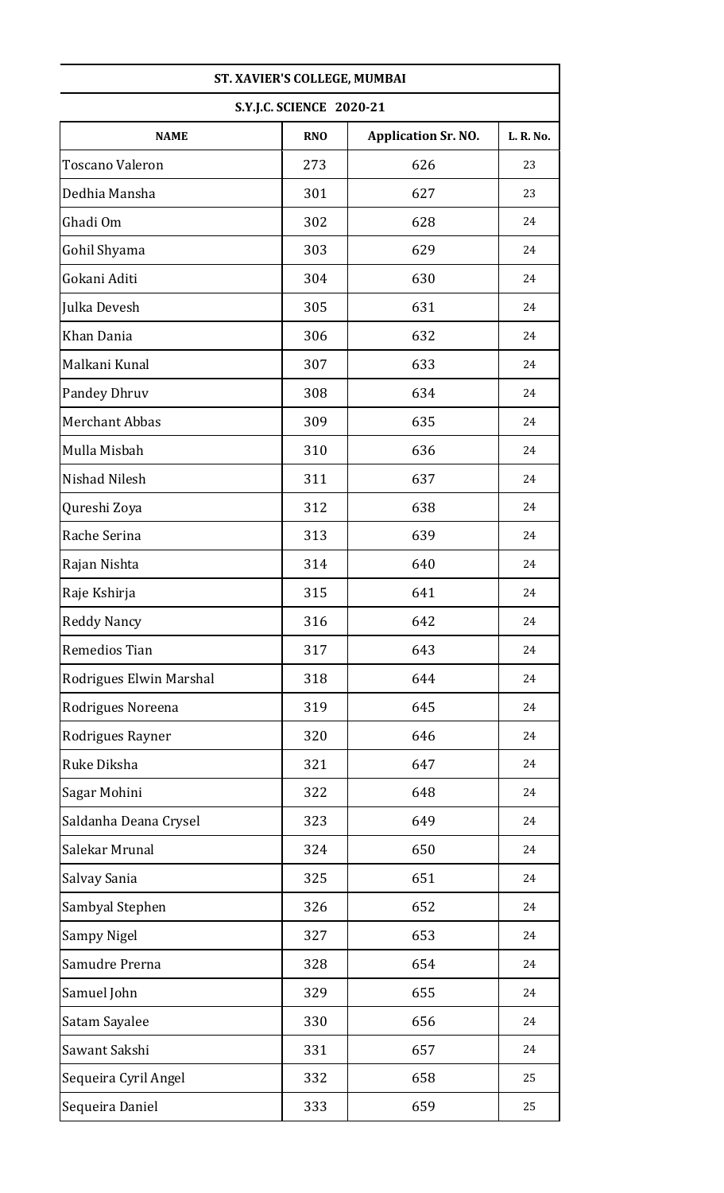| ST. XAVIER'S COLLEGE, MUMBAI | | | |
|---|---|---|---|
| S.Y.J.C. SCIENCE 2020-21 | | | |
| **NAME** | **RNO** | **Application Sr. NO.** | **L. R. No.** |
| Toscano Valeron | 273 | 626 | 23 |
| Dedhia Mansha | 301 | 627 | 23 |
| Ghadi Om | 302 | 628 | 24 |
| Gohil Shyama | 303 | 629 | 24 |
| Gokani Aditi | 304 | 630 | 24 |
| Julka Devesh | 305 | 631 | 24 |
| Khan Dania | 306 | 632 | 24 |
| Malkani Kunal | 307 | 633 | 24 |
| Pandey Dhruv | 308 | 634 | 24 |
| Merchant Abbas | 309 | 635 | 24 |
| Mulla Misbah | 310 | 636 | 24 |
| Nishad Nilesh | 311 | 637 | 24 |
| Qureshi Zoya | 312 | 638 | 24 |
| Rache Serina | 313 | 639 | 24 |
| Rajan Nishta | 314 | 640 | 24 |
| Raje Kshirja | 315 | 641 | 24 |
| Reddy Nancy | 316 | 642 | 24 |
| Remedios Tian | 317 | 643 | 24 |
| Rodrigues Elwin Marshal | 318 | 644 | 24 |
| Rodrigues Noreena | 319 | 645 | 24 |
| Rodrigues Rayner | 320 | 646 | 24 |
| Ruke Diksha | 321 | 647 | 24 |
| Sagar Mohini | 322 | 648 | 24 |
| Saldanha Deana Crysel | 323 | 649 | 24 |
| Salekar Mrunal | 324 | 650 | 24 |
| Salvay Sania | 325 | 651 | 24 |
| Sambyal Stephen | 326 | 652 | 24 |
| Sampy Nigel | 327 | 653 | 24 |
| Samudre Prerna | 328 | 654 | 24 |
| Samuel John | 329 | 655 | 24 |
| Satam Sayalee | 330 | 656 | 24 |
| Sawant Sakshi | 331 | 657 | 24 |
| Sequeira Cyril Angel | 332 | 658 | 25 |
| Sequeira Daniel | 333 | 659 | 25 |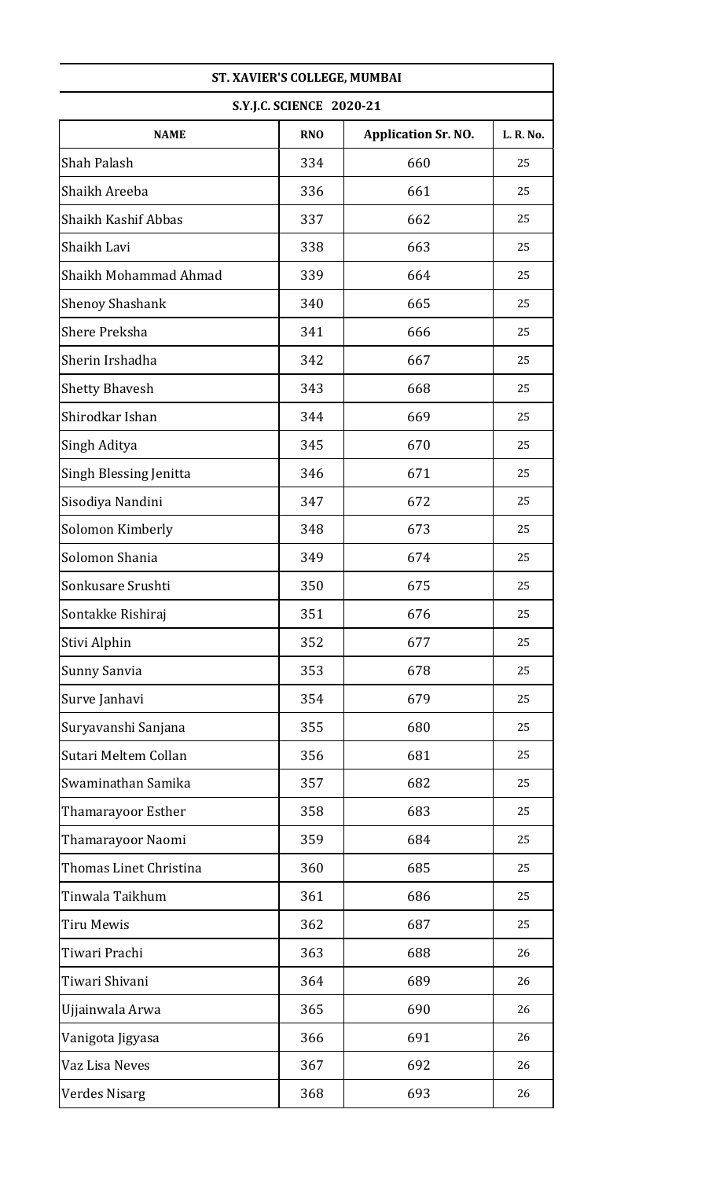| ST. XAVIER'S COLLEGE, MUMBAI | | | |
|---|---|---|---|
| S.Y.J.C. SCIENCE 2020-21 | | | |
| **NAME** | **RNO** | **Application Sr. NO.** | **L. R. No.** |
| Shah Palash | 334 | 660 | 25 |
| Shaikh Areeba | 336 | 661 | 25 |
| Shaikh Kashif Abbas | 337 | 662 | 25 |
| Shaikh Lavi | 338 | 663 | 25 |
| Shaikh Mohammad Ahmad | 339 | 664 | 25 |
| Shenoy Shashank | 340 | 665 | 25 |
| Shere Preksha | 341 | 666 | 25 |
| Sherin Irshadha | 342 | 667 | 25 |
| Shetty Bhavesh | 343 | 668 | 25 |
| Shirodkar Ishan | 344 | 669 | 25 |
| Singh Aditya | 345 | 670 | 25 |
| Singh Blessing Jenitta | 346 | 671 | 25 |
| Sisodiya Nandini | 347 | 672 | 25 |
| Solomon Kimberly | 348 | 673 | 25 |
| Solomon Shania | 349 | 674 | 25 |
| Sonkusare Srushti | 350 | 675 | 25 |
| Sontakke Rishiraj | 351 | 676 | 25 |
| Stivi Alphin | 352 | 677 | 25 |
| Sunny Sanvia | 353 | 678 | 25 |
| Surve Janhavi | 354 | 679 | 25 |
| Suryavanshi Sanjana | 355 | 680 | 25 |
| Sutari Meltem Collan | 356 | 681 | 25 |
| Swaminathan Samika | 357 | 682 | 25 |
| Thamarayoor Esther | 358 | 683 | 25 |
| Thamarayoor Naomi | 359 | 684 | 25 |
| Thomas Linet Christina | 360 | 685 | 25 |
| Tinwala Taikhum | 361 | 686 | 25 |
| Tiru Mewis | 362 | 687 | 25 |
| Tiwari Prachi | 363 | 688 | 26 |
| Tiwari Shivani | 364 | 689 | 26 |
| Ujjainwala Arwa | 365 | 690 | 26 |
| Vanigota Jigyasa | 366 | 691 | 26 |
| Vaz Lisa Neves | 367 | 692 | 26 |
| Verdes Nisarg | 368 | 693 | 26 |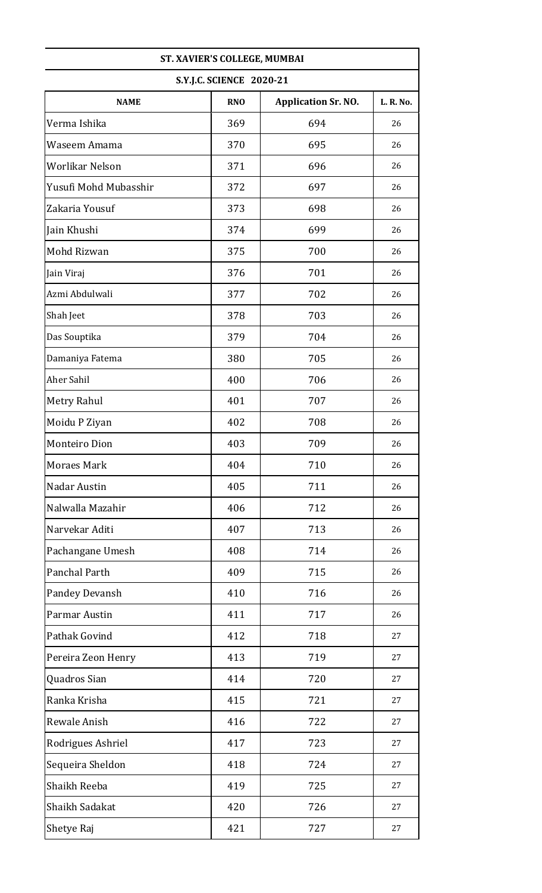| ST. XAVIER'S COLLEGE, MUMBAI | | | |
|---|---|---|---|
| S.Y.J.C. SCIENCE 2020-21 | | | |
| **NAME** | **RNO** | **Application Sr. NO.** | **L. R. No.** |
| Verma Ishika | 369 | 694 | 26 |
| Waseem Amama | 370 | 695 | 26 |
| Worlikar Nelson | 371 | 696 | 26 |
| Yusufi Mohd Mubasshir | 372 | 697 | 26 |
| Zakaria Yousuf | 373 | 698 | 26 |
| Jain Khushi | 374 | 699 | 26 |
| Mohd Rizwan | 375 | 700 | 26 |
| Jain Viraj | 376 | 701 | 26 |
| Azmi Abdulwali | 377 | 702 | 26 |
| Shah Jeet | 378 | 703 | 26 |
| Das Souptika | 379 | 704 | 26 |
| Damaniya Fatema | 380 | 705 | 26 |
| Aher Sahil | 400 | 706 | 26 |
| Metry Rahul | 401 | 707 | 26 |
| Moidu P Ziyan | 402 | 708 | 26 |
| Monteiro Dion | 403 | 709 | 26 |
| Moraes Mark | 404 | 710 | 26 |
| Nadar Austin | 405 | 711 | 26 |
| Nalwalla Mazahir | 406 | 712 | 26 |
| Narvekar Aditi | 407 | 713 | 26 |
| Pachangane Umesh | 408 | 714 | 26 |
| Panchal Parth | 409 | 715 | 26 |
| Pandey Devansh | 410 | 716 | 26 |
| Parmar Austin | 411 | 717 | 26 |
| Pathak Govind | 412 | 718 | 27 |
| Pereira Zeon Henry | 413 | 719 | 27 |
| Quadros Sian | 414 | 720 | 27 |
| Ranka Krisha | 415 | 721 | 27 |
| Rewale Anish | 416 | 722 | 27 |
| Rodrigues Ashriel | 417 | 723 | 27 |
| Sequeira Sheldon | 418 | 724 | 27 |
| Shaikh Reeba | 419 | 725 | 27 |
| Shaikh Sadakat | 420 | 726 | 27 |
| Shetye Raj | 421 | 727 | 27 |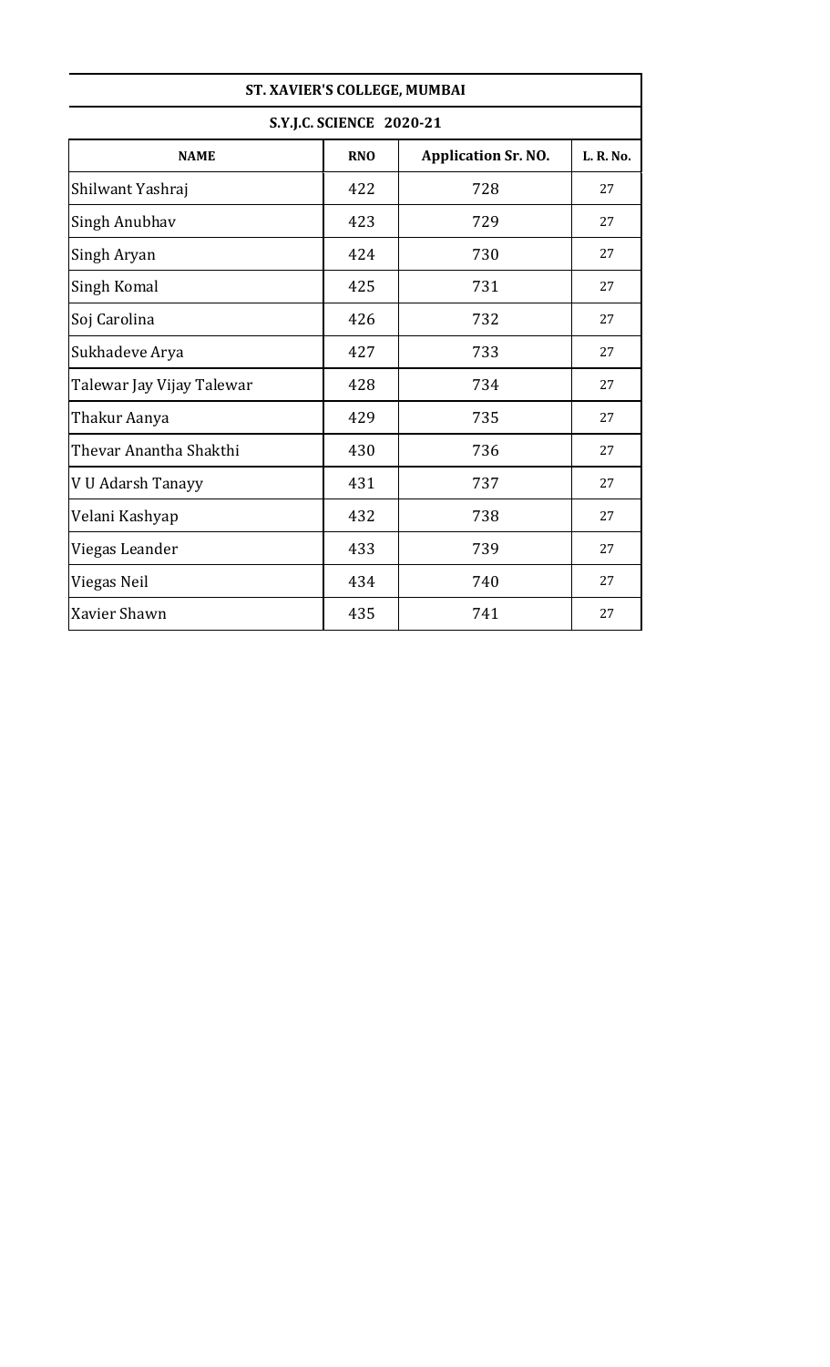| ST. XAVIER'S COLLEGE, MUMBAI | | | |
|---|---|---|---|
| **S.Y.J.C. SCIENCE 2020-21** | | | |
| **NAME** | **RNO** | **Application Sr. NO.** | **L. R. No.** |
| Shilwant Yashraj | 422 | 728 | 27 |
| Singh Anubhav | 423 | 729 | 27 |
| Singh Aryan | 424 | 730 | 27 |
| Singh Komal | 425 | 731 | 27 |
| Soj Carolina | 426 | 732 | 27 |
| Sukhadeve Arya | 427 | 733 | 27 |
| Talewar Jay Vijay Talewar | 428 | 734 | 27 |
| Thakur Aanya | 429 | 735 | 27 |
| Thevar Anantha Shakthi | 430 | 736 | 27 |
| V U Adarsh Tanayy | 431 | 737 | 27 |
| Velani Kashyap | 432 | 738 | 27 |
| Viegas Leander | 433 | 739 | 27 |
| Viegas Neil | 434 | 740 | 27 |
| Xavier Shawn | 435 | 741 | 27 |